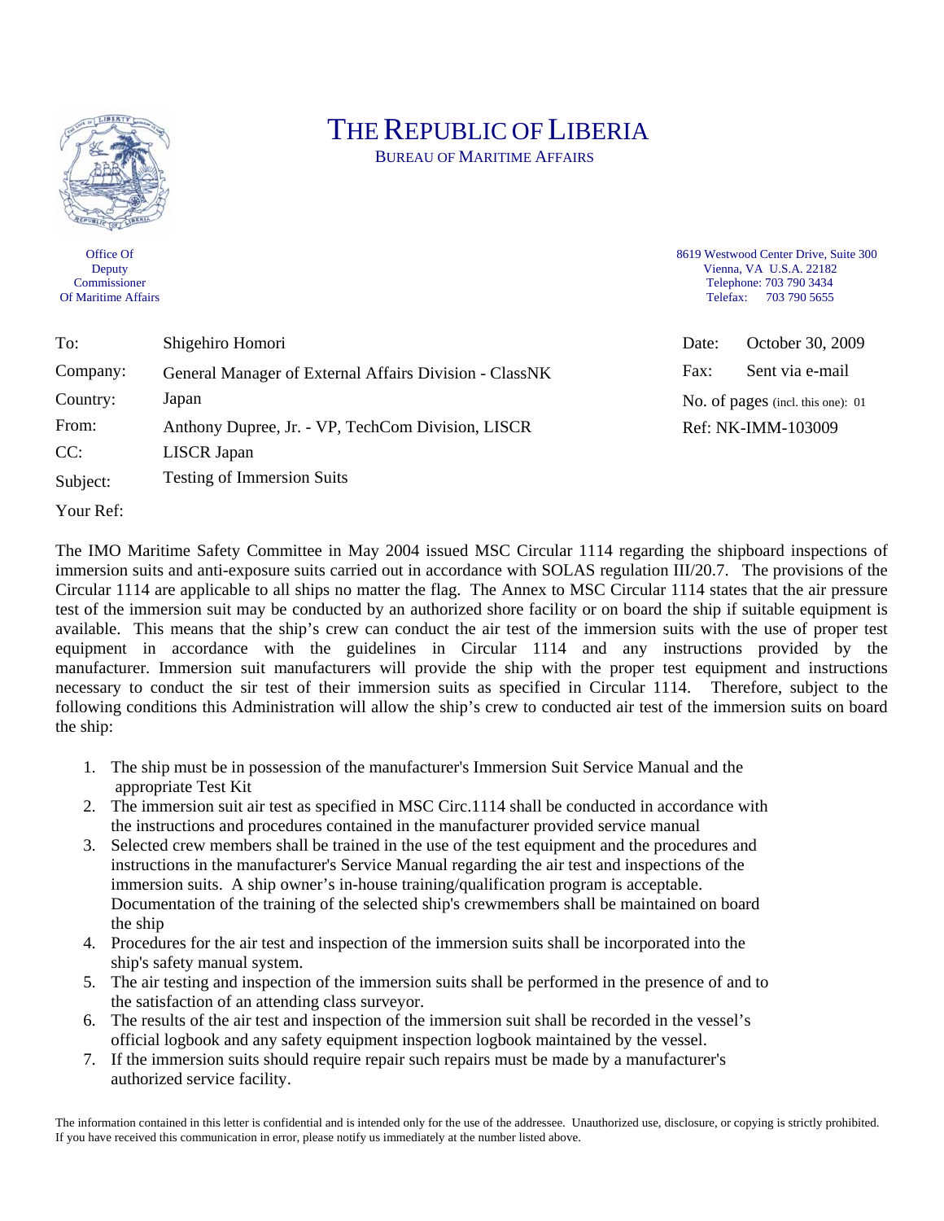# THE REPUBLIC OF LIBERIA

BUREAU OF MARITIME AFFAIRS

Office Of
Deputy
Commissioner
Of Maritime Affairs

8619 Westwood Center Drive, Suite 300
Vienna, VA U.S.A. 22182
Telephone: 703 790 3434
Telefax: 703 790 5655

| | | | |
|---|---|---|---|
| To: | Shigehiro Homori | Date: | October 30, 2009 |
| Company: | General Manager of External Affairs Division - ClassNK | Fax: | Sent via e-mail |
| Country: | Japan | No. of pages (incl. this one): 01 | |
| From: | Anthony Dupree, Jr. - VP, TechCom Division, LISCR | Ref: NK-IMM-103009 | |
| CC: | LISCR Japan | | |
| Subject: | Testing of Immersion Suits | | |
| Your Ref: | | | |

The IMO Maritime Safety Committee in May 2004 issued MSC Circular 1114 regarding the shipboard inspections of immersion suits and anti-exposure suits carried out in accordance with SOLAS regulation III/20.7. The provisions of the Circular 1114 are applicable to all ships no matter the flag. The Annex to MSC Circular 1114 states that the air pressure test of the immersion suit may be conducted by an authorized shore facility or on board the ship if suitable equipment is available. This means that the ship's crew can conduct the air test of the immersion suits with the use of proper test equipment in accordance with the guidelines in Circular 1114 and any instructions provided by the manufacturer. Immersion suit manufacturers will provide the ship with the proper test equipment and instructions necessary to conduct the sir test of their immersion suits as specified in Circular 1114. Therefore, subject to the following conditions this Administration will allow the ship's crew to conducted air test of the immersion suits on board the ship:

1. The ship must be in possession of the manufacturer's Immersion Suit Service Manual and the appropriate Test Kit
2. The immersion suit air test as specified in MSC Circ.1114 shall be conducted in accordance with the instructions and procedures contained in the manufacturer provided service manual
3. Selected crew members shall be trained in the use of the test equipment and the procedures and instructions in the manufacturer's Service Manual regarding the air test and inspections of the immersion suits. A ship owner's in-house training/qualification program is acceptable. Documentation of the training of the selected ship's crewmembers shall be maintained on board the ship
4. Procedures for the air test and inspection of the immersion suits shall be incorporated into the ship's safety manual system.
5. The air testing and inspection of the immersion suits shall be performed in the presence of and to the satisfaction of an attending class surveyor.
6. The results of the air test and inspection of the immersion suit shall be recorded in the vessel's official logbook and any safety equipment inspection logbook maintained by the vessel.
7. If the immersion suits should require repair such repairs must be made by a manufacturer's authorized service facility.

The information contained in this letter is confidential and is intended only for the use of the addressee. Unauthorized use, disclosure, or copying is strictly prohibited. If you have received this communication in error, please notify us immediately at the number listed above.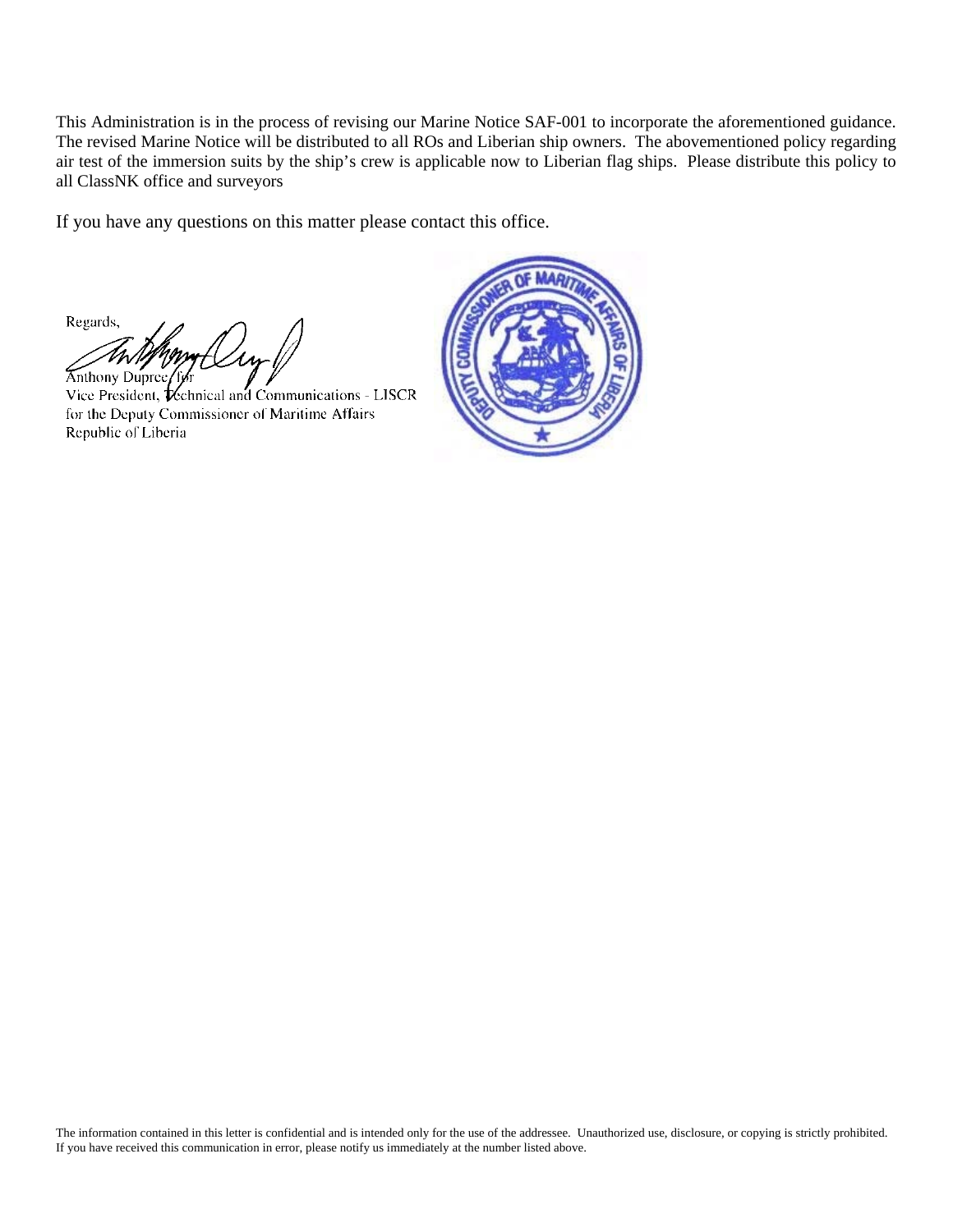This Administration is in the process of revising our Marine Notice SAF-001 to incorporate the aforementioned guidance. The revised Marine Notice will be distributed to all ROs and Liberian ship owners. The abovementioned policy regarding air test of the immersion suits by the ship's crew is applicable now to Liberian flag ships. Please distribute this policy to all ClassNK office and surveyors

If you have any questions on this matter please contact this office.

Regards,

Anthony Dupree, for
Vice President, Technical and Communications - LISCR
for the Deputy Commissioner of Maritime Affairs
Republic of Liberia

The information contained in this letter is confidential and is intended only for the use of the addressee. Unauthorized use, disclosure, or copying is strictly prohibited. If you have received this communication in error, please notify us immediately at the number listed above.